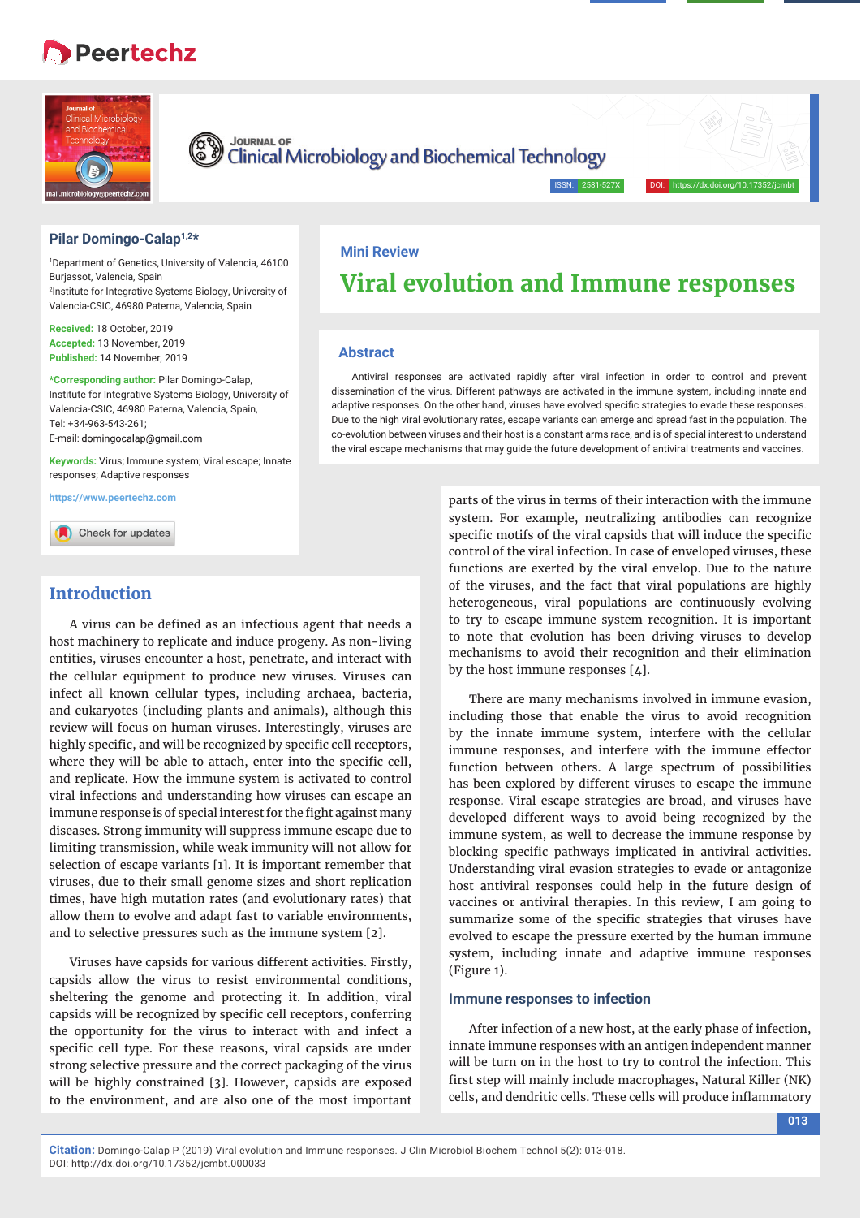# Viral evolution and Immune responses

**Mini Review**

**Pilar Domingo-Calap[1,2]***

[1]Department of Genetics, University of Valencia, 46100 Burjassot, Valencia, Spain

[2]Institute for Integrative Systems Biology, University of Valencia-CSIC, 46980 Paterna, Valencia, Spain

**Received:** 18 October, 2019
**Accepted:** 13 November, 2019
**Published:** 14 November, 2019

***Corresponding author:** Pilar Domingo-Calap, Institute for Integrative Systems Biology, University of Valencia-CSIC, 46980 Paterna, Valencia, Spain, Tel: +34-963-543-261; E-mail: domingocalap@gmail.com

**Keywords:** Virus; Immune system; Viral escape; Innate responses; Adaptive responses

https://www.peertechz.com

## Abstract

Antiviral responses are activated rapidly after viral infection in order to control and prevent dissemination of the virus. Different pathways are activated in the immune system, including innate and adaptive responses. On the other hand, viruses have evolved specific strategies to evade these responses. Due to the high viral evolutionary rates, escape variants can emerge and spread fast in the population. The co-evolution between viruses and their host is a constant arms race, and is of special interest to understand the viral escape mechanisms that may guide the future development of antiviral treatments and vaccines.

## Introduction

A virus can be defined as an infectious agent that needs a host machinery to replicate and induce progeny. As non-living entities, viruses encounter a host, penetrate, and interact with the cellular equipment to produce new viruses. Viruses can infect all known cellular types, including archaea, bacteria, and eukaryotes (including plants and animals), although this review will focus on human viruses. Interestingly, viruses are highly specific, and will be recognized by specific cell receptors, where they will be able to attach, enter into the specific cell, and replicate. How the immune system is activated to control viral infections and understanding how viruses can escape an immune response is of special interest for the fight against many diseases. Strong immunity will suppress immune escape due to limiting transmission, while weak immunity will not allow for selection of escape variants [1]. It is important remember that viruses, due to their small genome sizes and short replication times, have high mutation rates (and evolutionary rates) that allow them to evolve and adapt fast to variable environments, and to selective pressures such as the immune system [2].

Viruses have capsids for various different activities. Firstly, capsids allow the virus to resist environmental conditions, sheltering the genome and protecting it. In addition, viral capsids will be recognized by specific cell receptors, conferring the opportunity for the virus to interact with and infect a specific cell type. For these reasons, viral capsids are under strong selective pressure and the correct packaging of the virus will be highly constrained [3]. However, capsids are exposed to the environment, and are also one of the most important parts of the virus in terms of their interaction with the immune system. For example, neutralizing antibodies can recognize specific motifs of the viral capsids that will induce the specific control of the viral infection. In case of enveloped viruses, these functions are exerted by the viral envelop. Due to the nature of the viruses, and the fact that viral populations are highly heterogeneous, viral populations are continuously evolving to try to escape immune system recognition. It is important to note that evolution has been driving viruses to develop mechanisms to avoid their recognition and their elimination by the host immune responses [4].

There are many mechanisms involved in immune evasion, including those that enable the virus to avoid recognition by the innate immune system, interfere with the cellular immune responses, and interfere with the immune effector function between others. A large spectrum of possibilities has been explored by different viruses to escape the immune response. Viral escape strategies are broad, and viruses have developed different ways to avoid being recognized by the immune system, as well to decrease the immune response by blocking specific pathways implicated in antiviral activities. Understanding viral evasion strategies to evade or antagonize host antiviral responses could help in the future design of vaccines or antiviral therapies. In this review, I am going to summarize some of the specific strategies that viruses have evolved to escape the pressure exerted by the human immune system, including innate and adaptive immune responses (Figure 1).

### Immune responses to infection

After infection of a new host, at the early phase of infection, innate immune responses with an antigen independent manner will be turn on in the host to try to control the infection. This first step will mainly include macrophages, Natural Killer (NK) cells, and dendritic cells. These cells will produce inflammatory

**Citation:** Domingo-Calap P (2019) Viral evolution and Immune responses. J Clin Microbiol Biochem Technol 5(2): 013-018. DOI: http://dx.doi.org/10.17352/jcmbt.000033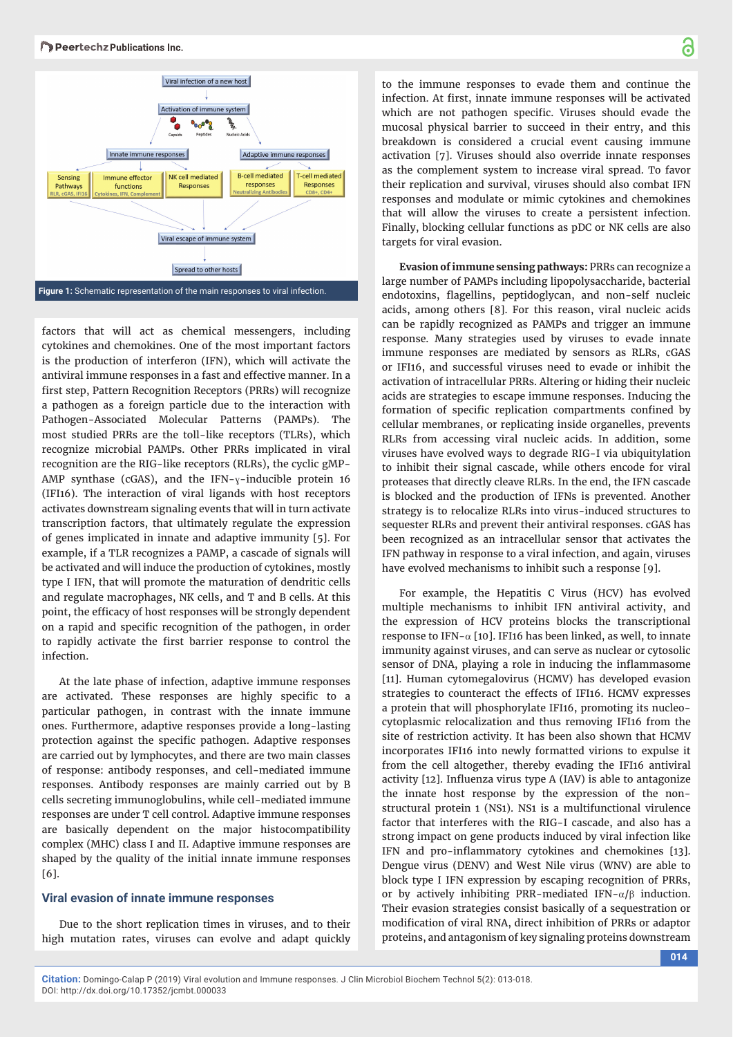Viral infection of a new host

Activation of immune system

Capsids Peptides Nucleic Acids

Innate immune responses

Adaptive immune responses

Sensing Pathways
RLR, cGAS, IFI16

Innate effector functions
Cytokines, IFN, Complement

NK cell mediated Responses

B-cell mediated responses
Neutralizing Antibodies

T-cell mediated Responses
CD8+, CD4+

Viral escape of immune system

Spread to other hosts

**Figure 1:** Schematic representation of the main responses to viral infection.

factors that will act as chemical messengers, including cytokines and chemokines. One of the most important factors is the production of interferon (IFN), which will activate the antiviral immune responses in a fast and effective manner. In a first step, Pattern Recognition Receptors (PRRs) will recognize a pathogen as a foreign particle due to the interaction with Pathogen-Associated Molecular Patterns (PAMPs). The most studied PRRs are the toll-like receptors (TLRs), which recognize microbial PAMPs. Other PRRs implicated in viral recognition are the RIG-like receptors (RLRs), the cyclic gMP-AMP synthase (cGAS), and the IFN-γ-inducible protein 16 (IFI16). The interaction of viral ligands with host receptors activates downstream signaling events that will in turn activate transcription factors, that ultimately regulate the expression of genes implicated in innate and adaptive immunity [5]. For example, if a TLR recognizes a PAMP, a cascade of signals will be activated and will induce the production of cytokines, mostly type I IFN, that will promote the maturation of dendritic cells and regulate macrophages, NK cells, and T and B cells. At this point, the efficacy of host responses will be strongly dependent on a rapid and specific recognition of the pathogen, in order to rapidly activate the first barrier response to control the infection.

At the late phase of infection, adaptive immune responses are activated. These responses are highly specific to a particular pathogen, in contrast with the innate immune ones. Furthermore, adaptive responses provide a long-lasting protection against the specific pathogen. Adaptive responses are carried out by lymphocytes, and there are two main classes of response: antibody responses, and cell-mediated immune responses. Antibody responses are mainly carried out by B cells secreting immunoglobulins, while cell-mediated immune responses are under T cell control. Adaptive immune responses are basically dependent on the major histocompatibility complex (MHC) class I and II. Adaptive immune responses are shaped by the quality of the initial innate immune responses [6].

## Viral evasion of innate immune responses

Due to the short replication times in viruses, and to their high mutation rates, viruses can evolve and adapt quickly to the immune responses to evade them and continue the infection. At first, innate immune responses will be activated which are not pathogen specific. Viruses should evade the mucosal physical barrier to succeed in their entry, and this breakdown is considered a crucial event causing immune activation [7]. Viruses should also override innate responses as the complement system to increase viral spread. To favor their replication and survival, viruses should also combat IFN responses and modulate or mimic cytokines and chemokines that will allow the viruses to create a persistent infection. Finally, blocking cellular functions as pDC or NK cells are also targets for viral evasion.

**Evasion of immune sensing pathways:** PRRs can recognize a large number of PAMPs including lipopolysaccharide, bacterial endotoxins, flagellins, peptidoglycan, and non-self nucleic acids, among others [8]. For this reason, viral nucleic acids can be rapidly recognized as PAMPs and trigger an immune response. Many strategies used by viruses to evade innate immune responses are mediated by sensors as RLRs, cGAS or IFI16, and successful viruses need to evade or inhibit the activation of intracellular PRRs. Altering or hiding their nucleic acids are strategies to escape immune responses. Inducing the formation of specific replication compartments confined by cellular membranes, or replicating inside organelles, prevents RLRs from accessing viral nucleic acids. In addition, some viruses have evolved ways to degrade RIG-I via ubiquitylation to inhibit their signal cascade, while others encode for viral proteases that directly cleave RLRs. In the end, the IFN cascade is blocked and the production of IFNs is prevented. Another strategy is to relocalize RLRs into virus-induced structures to sequester RLRs and prevent their antiviral responses. cGAS has been recognized as an intracellular sensor that activates the IFN pathway in response to a viral infection, and again, viruses have evolved mechanisms to inhibit such a response [9].

For example, the Hepatitis C Virus (HCV) has evolved multiple mechanisms to inhibit IFN antiviral activity, and the expression of HCV proteins blocks the transcriptional response to IFN-α [10]. IFI16 has been linked, as well, to innate immunity against viruses, and can serve as nuclear or cytosolic sensor of DNA, playing a role in inducing the inflammasome [11]. Human cytomegalovirus (HCMV) has developed evasion strategies to counteract the effects of IFI16. HCMV expresses a protein that will phosphorylate IFI16, promoting its nucleo-cytoplasmic relocalization and thus removing IFI16 from the site of restriction activity. It has been also shown that HCMV incorporates IFI16 into newly formatted virions to expulse it from the cell altogether, thereby evading the IFI16 antiviral activity [12]. Influenza virus type A (IAV) is able to antagonize the innate host response by the expression of the non-structural protein 1 (NS1). NS1 is a multifunctional virulence factor that interferes with the RIG-I cascade, and also has a strong impact on gene products induced by viral infection like IFN and pro-inflammatory cytokines and chemokines [13]. Dengue virus (DENV) and West Nile virus (WNV) are able to block type I IFN expression by escaping recognition of PRRs, or by actively inhibiting PRR-mediated IFN-α/β induction. Their evasion strategies consist basically of a sequestration or modification of viral RNA, direct inhibition of PRRs or adaptor proteins, and antagonism of key signaling proteins downstream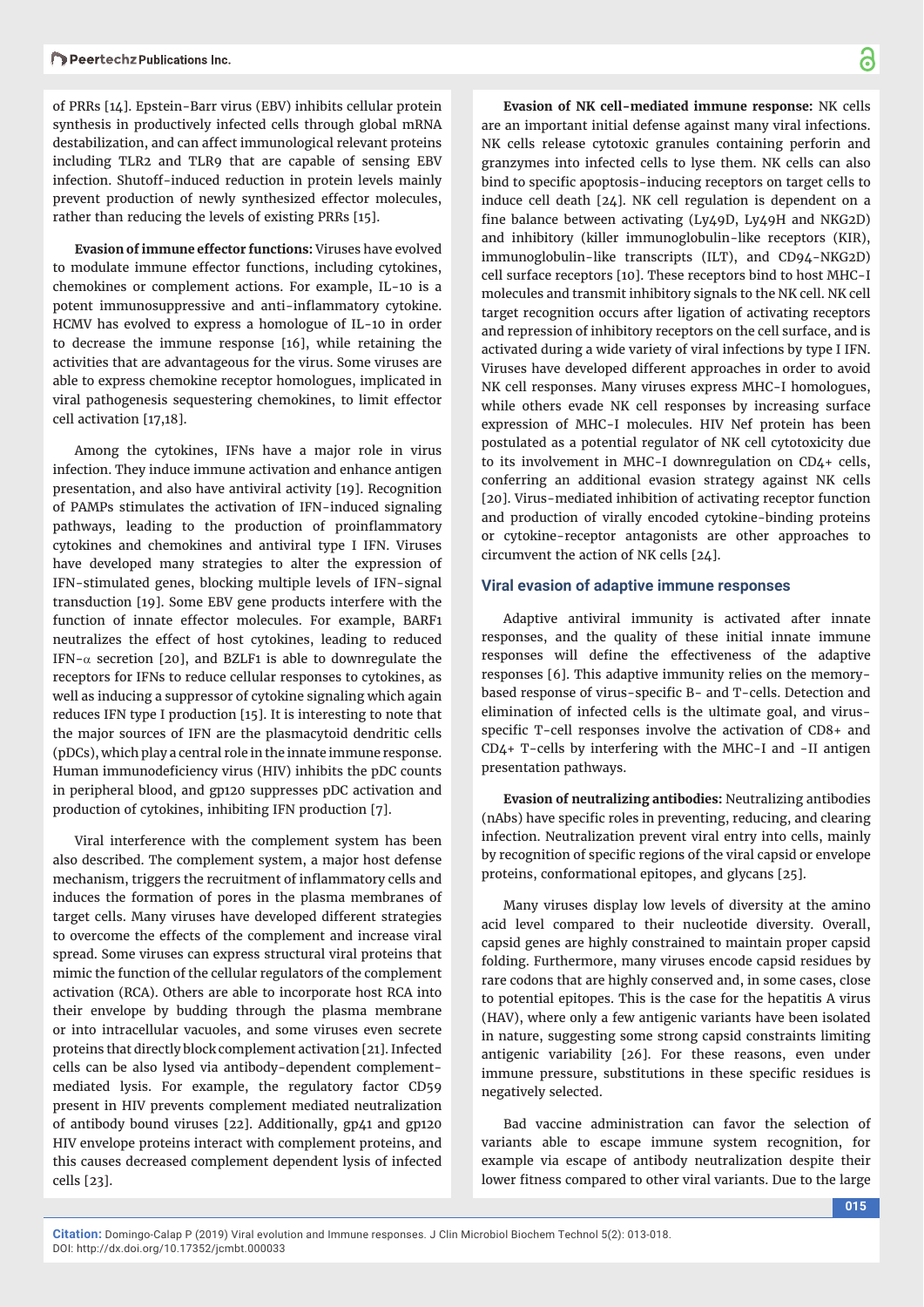of PRRs [14]. Epstein-Barr virus (EBV) inhibits cellular protein synthesis in productively infected cells through global mRNA destabilization, and can affect immunological relevant proteins including TLR2 and TLR9 that are capable of sensing EBV infection. Shutoff-induced reduction in protein levels mainly prevent production of newly synthesized effector molecules, rather than reducing the levels of existing PRRs [15].

**Evasion of immune effector functions:** Viruses have evolved to modulate immune effector functions, including cytokines, chemokines or complement actions. For example, IL-10 is a potent immunosuppressive and anti-inflammatory cytokine. HCMV has evolved to express a homologue of IL-10 in order to decrease the immune response [16], while retaining the activities that are advantageous for the virus. Some viruses are able to express chemokine receptor homologues, implicated in viral pathogenesis sequestering chemokines, to limit effector cell activation [17,18].

Among the cytokines, IFNs have a major role in virus infection. They induce immune activation and enhance antigen presentation, and also have antiviral activity [19]. Recognition of PAMPs stimulates the activation of IFN-induced signaling pathways, leading to the production of proinflammatory cytokines and chemokines and antiviral type I IFN. Viruses have developed many strategies to alter the expression of IFN-stimulated genes, blocking multiple levels of IFN-signal transduction [19]. Some EBV gene products interfere with the function of innate effector molecules. For example, BARF1 neutralizes the effect of host cytokines, leading to reduced IFN-$\alpha$ secretion [20], and BZLF1 is able to downregulate the receptors for IFNs to reduce cellular responses to cytokines, as well as inducing a suppressor of cytokine signaling which again reduces IFN type I production [15]. It is interesting to note that the major sources of IFN are the plasmacytoid dendritic cells (pDCs), which play a central role in the innate immune response. Human immunodeficiency virus (HIV) inhibits the pDC counts in peripheral blood, and gp120 suppresses pDC activation and production of cytokines, inhibiting IFN production [7].

Viral interference with the complement system has been also described. The complement system, a major host defense mechanism, triggers the recruitment of inflammatory cells and induces the formation of pores in the plasma membranes of target cells. Many viruses have developed different strategies to overcome the effects of the complement and increase viral spread. Some viruses can express structural viral proteins that mimic the function of the cellular regulators of the complement activation (RCA). Others are able to incorporate host RCA into their envelope by budding through the plasma membrane or into intracellular vacuoles, and some viruses even secrete proteins that directly block complement activation [21]. Infected cells can be also lysed via antibody-dependent complement-mediated lysis. For example, the regulatory factor CD59 present in HIV prevents complement mediated neutralization of antibody bound viruses [22]. Additionally, gp41 and gp120 HIV envelope proteins interact with complement proteins, and this causes decreased complement dependent lysis of infected cells [23].

**Evasion of NK cell-mediated immune response:** NK cells are an important initial defense against many viral infections. NK cells release cytotoxic granules containing perforin and granzymes into infected cells to lyse them. NK cells can also bind to specific apoptosis-inducing receptors on target cells to induce cell death [24]. NK cell regulation is dependent on a fine balance between activating (Ly49D, Ly49H and NKG2D) and inhibitory (killer immunoglobulin-like receptors (KIR), immunoglobulin-like transcripts (ILT), and CD94-NKG2D) cell surface receptors [10]. These receptors bind to host MHC-I molecules and transmit inhibitory signals to the NK cell. NK cell target recognition occurs after ligation of activating receptors and repression of inhibitory receptors on the cell surface, and is activated during a wide variety of viral infections by type I IFN. Viruses have developed different approaches in order to avoid NK cell responses. Many viruses express MHC-I homologues, while others evade NK cell responses by increasing surface expression of MHC-I molecules. HIV Nef protein has been postulated as a potential regulator of NK cell cytotoxicity due to its involvement in MHC-I downregulation on CD4+ cells, conferring an additional evasion strategy against NK cells [20]. Virus-mediated inhibition of activating receptor function and production of virally encoded cytokine-binding proteins or cytokine-receptor antagonists are other approaches to circumvent the action of NK cells [24].

## Viral evasion of adaptive immune responses

Adaptive antiviral immunity is activated after innate responses, and the quality of these initial innate immune responses will define the effectiveness of the adaptive responses [6]. This adaptive immunity relies on the memory-based response of virus-specific B- and T-cells. Detection and elimination of infected cells is the ultimate goal, and virus-specific T-cell responses involve the activation of CD8+ and CD4+ T-cells by interfering with the MHC-I and -II antigen presentation pathways.

**Evasion of neutralizing antibodies:** Neutralizing antibodies (nAbs) have specific roles in preventing, reducing, and clearing infection. Neutralization prevent viral entry into cells, mainly by recognition of specific regions of the viral capsid or envelope proteins, conformational epitopes, and glycans [25].

Many viruses display low levels of diversity at the amino acid level compared to their nucleotide diversity. Overall, capsid genes are highly constrained to maintain proper capsid folding. Furthermore, many viruses encode capsid residues by rare codons that are highly conserved and, in some cases, close to potential epitopes. This is the case for the hepatitis A virus (HAV), where only a few antigenic variants have been isolated in nature, suggesting some strong capsid constraints limiting antigenic variability [26]. For these reasons, even under immune pressure, substitutions in these specific residues is negatively selected.

Bad vaccine administration can favor the selection of variants able to escape immune system recognition, for example via escape of antibody neutralization despite their lower fitness compared to other viral variants. Due to the large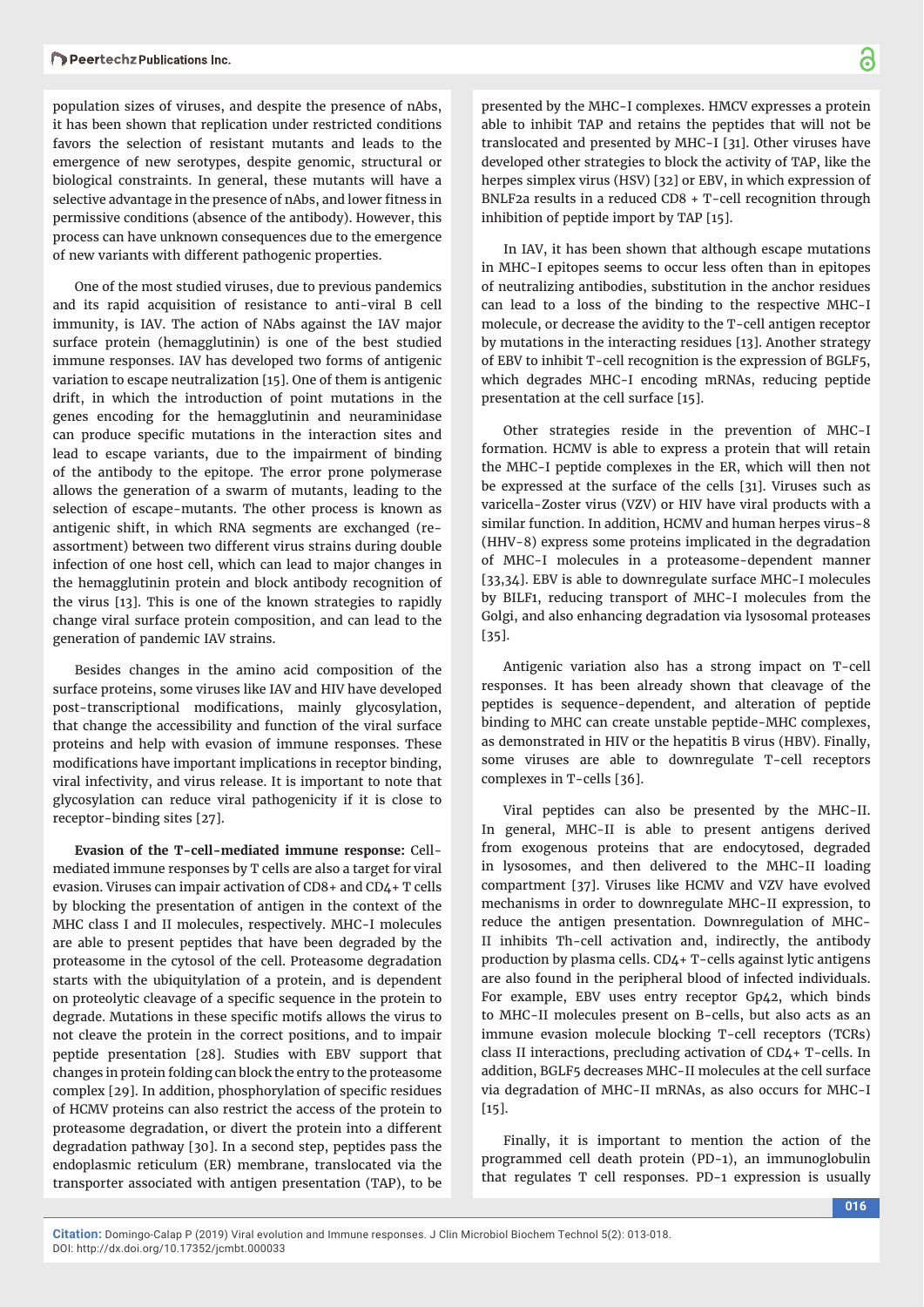population sizes of viruses, and despite the presence of nAbs, it has been shown that replication under restricted conditions favors the selection of resistant mutants and leads to the emergence of new serotypes, despite genomic, structural or biological constraints. In general, these mutants will have a selective advantage in the presence of nAbs, and lower fitness in permissive conditions (absence of the antibody). However, this process can have unknown consequences due to the emergence of new variants with different pathogenic properties.

One of the most studied viruses, due to previous pandemics and its rapid acquisition of resistance to anti-viral B cell immunity, is IAV. The action of NAbs against the IAV major surface protein (hemagglutinin) is one of the best studied immune responses. IAV has developed two forms of antigenic variation to escape neutralization [15]. One of them is antigenic drift, in which the introduction of point mutations in the genes encoding for the hemagglutinin and neuraminidase can produce specific mutations in the interaction sites and lead to escape variants, due to the impairment of binding of the antibody to the epitope. The error prone polymerase allows the generation of a swarm of mutants, leading to the selection of escape-mutants. The other process is known as antigenic shift, in which RNA segments are exchanged (re-assortment) between two different virus strains during double infection of one host cell, which can lead to major changes in the hemagglutinin protein and block antibody recognition of the virus [13]. This is one of the known strategies to rapidly change viral surface protein composition, and can lead to the generation of pandemic IAV strains.

Besides changes in the amino acid composition of the surface proteins, some viruses like IAV and HIV have developed post-transcriptional modifications, mainly glycosylation, that change the accessibility and function of the viral surface proteins and help with evasion of immune responses. These modifications have important implications in receptor binding, viral infectivity, and virus release. It is important to note that glycosylation can reduce viral pathogenicity if it is close to receptor-binding sites [27].

**Evasion of the T-cell-mediated immune response:** Cell-mediated immune responses by T cells are also a target for viral evasion. Viruses can impair activation of CD8+ and CD4+ T cells by blocking the presentation of antigen in the context of the MHC class I and II molecules, respectively. MHC-I molecules are able to present peptides that have been degraded by the proteasome in the cytosol of the cell. Proteasome degradation starts with the ubiquitylation of a protein, and is dependent on proteolytic cleavage of a specific sequence in the protein to degrade. Mutations in these specific motifs allows the virus to not cleave the protein in the correct positions, and to impair peptide presentation [28]. Studies with EBV support that changes in protein folding can block the entry to the proteasome complex [29]. In addition, phosphorylation of specific residues of HCMV proteins can also restrict the access of the protein to proteasome degradation, or divert the protein into a different degradation pathway [30]. In a second step, peptides pass the endoplasmic reticulum (ER) membrane, translocated via the transporter associated with antigen presentation (TAP), to be presented by the MHC-I complexes. HMCV expresses a protein able to inhibit TAP and retains the peptides that will not be translocated and presented by MHC-I [31]. Other viruses have developed other strategies to block the activity of TAP, like the herpes simplex virus (HSV) [32] or EBV, in which expression of BNLF2a results in a reduced CD8 + T-cell recognition through inhibition of peptide import by TAP [15].

In IAV, it has been shown that although escape mutations in MHC-I epitopes seems to occur less often than in epitopes of neutralizing antibodies, substitution in the anchor residues can lead to a loss of the binding to the respective MHC-I molecule, or decrease the avidity to the T-cell antigen receptor by mutations in the interacting residues [13]. Another strategy of EBV to inhibit T-cell recognition is the expression of BGLF5, which degrades MHC-I encoding mRNAs, reducing peptide presentation at the cell surface [15].

Other strategies reside in the prevention of MHC-I formation. HCMV is able to express a protein that will retain the MHC-I peptide complexes in the ER, which will then not be expressed at the surface of the cells [31]. Viruses such as varicella-Zoster virus (VZV) or HIV have viral products with a similar function. In addition, HCMV and human herpes virus-8 (HHV-8) express some proteins implicated in the degradation of MHC-I molecules in a proteasome-dependent manner [33,34]. EBV is able to downregulate surface MHC-I molecules by BILF1, reducing transport of MHC-I molecules from the Golgi, and also enhancing degradation via lysosomal proteases [35].

Antigenic variation also has a strong impact on T-cell responses. It has been already shown that cleavage of the peptides is sequence-dependent, and alteration of peptide binding to MHC can create unstable peptide-MHC complexes, as demonstrated in HIV or the hepatitis B virus (HBV). Finally, some viruses are able to downregulate T-cell receptors complexes in T-cells [36].

Viral peptides can also be presented by the MHC-II. In general, MHC-II is able to present antigens derived from exogenous proteins that are endocytosed, degraded in lysosomes, and then delivered to the MHC-II loading compartment [37]. Viruses like HCMV and VZV have evolved mechanisms in order to downregulate MHC-II expression, to reduce the antigen presentation. Downregulation of MHC-II inhibits Th-cell activation and, indirectly, the antibody production by plasma cells. CD4+ T-cells against lytic antigens are also found in the peripheral blood of infected individuals. For example, EBV uses entry receptor Gp42, which binds to MHC-II molecules present on B-cells, but also acts as an immune evasion molecule blocking T-cell receptors (TCRs) class II interactions, precluding activation of CD4+ T-cells. In addition, BGLF5 decreases MHC-II molecules at the cell surface via degradation of MHC-II mRNAs, as also occurs for MHC-I [15].

Finally, it is important to mention the action of the programmed cell death protein (PD-1), an immunoglobulin that regulates T cell responses. PD-1 expression is usually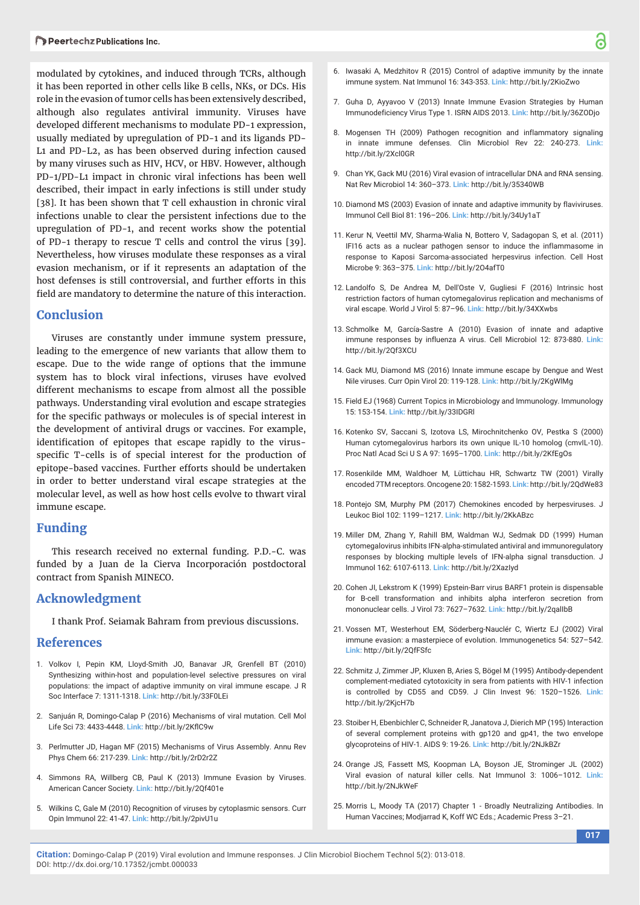modulated by cytokines, and induced through TCRs, although it has been reported in other cells like B cells, NKs, or DCs. His role in the evasion of tumor cells has been extensively described, although also regulates antiviral immunity. Viruses have developed different mechanisms to modulate PD-1 expression, usually mediated by upregulation of PD-1 and its ligands PD-L1 and PD-L2, as has been observed during infection caused by many viruses such as HIV, HCV, or HBV. However, although PD-1/PD-L1 impact in chronic viral infections has been well described, their impact in early infections is still under study [38]. It has been shown that T cell exhaustion in chronic viral infections unable to clear the persistent infections due to the upregulation of PD-1, and recent works show the potential of PD-1 therapy to rescue T cells and control the virus [39]. Nevertheless, how viruses modulate these responses as a viral evasion mechanism, or if it represents an adaptation of the host defenses is still controversial, and further efforts in this field are mandatory to determine the nature of this interaction.

## Conclusion

Viruses are constantly under immune system pressure, leading to the emergence of new variants that allow them to escape. Due to the wide range of options that the immune system has to block viral infections, viruses have evolved different mechanisms to escape from almost all the possible pathways. Understanding viral evolution and escape strategies for the specific pathways or molecules is of special interest in the development of antiviral drugs or vaccines. For example, identification of epitopes that escape rapidly to the virus-specific T-cells is of special interest for the production of epitope-based vaccines. Further efforts should be undertaken in order to better understand viral escape strategies at the molecular level, as well as how host cells evolve to thwart viral immune escape.

## Funding

This research received no external funding. P.D.-C. was funded by a Juan de la Cierva Incorporación postdoctoral contract from Spanish MINECO.

## Acknowledgment

I thank Prof. Seiamak Bahram from previous discussions.

## References

1. Volkov I, Pepin KM, Lloyd-Smith JO, Banavar JR, Grenfell BT (2010) Synthesizing within-host and population-level selective pressures on viral populations: the impact of adaptive immunity on viral immune escape. J R Soc Interface 7: 1311-1318. Link: http://bit.ly/33F0LEi
2. Sanjuán R, Domingo-Calap P (2016) Mechanisms of viral mutation. Cell Mol Life Sci 73: 4433-4448. Link: http://bit.ly/2KflC9w
3. Perlmutter JD, Hagan MF (2015) Mechanisms of Virus Assembly. Annu Rev Phys Chem 66: 217-239. Link: http://bit.ly/2rD2r2Z
4. Simmons RA, Willberg CB, Paul K (2013) Immune Evasion by Viruses. American Cancer Society. Link: http://bit.ly/2Qf401e
5. Wilkins C, Gale M (2010) Recognition of viruses by cytoplasmic sensors. Curr Opin Immunol 22: 41-47. Link: http://bit.ly/2pivU1u
6. Iwasaki A, Medzhitov R (2015) Control of adaptive immunity by the innate immune system. Nat Immunol 16: 343-353. Link: http://bit.ly/2KioZwo
7. Guha D, Ayyavoo V (2013) Innate Immune Evasion Strategies by Human Immunodeficiency Virus Type 1. ISRN AIDS 2013. Link: http://bit.ly/36ZODjo
8. Mogensen TH (2009) Pathogen recognition and inflammatory signaling in innate immune defenses. Clin Microbiol Rev 22: 240-273. Link: http://bit.ly/2Xcl0GR
9. Chan YK, Gack MU (2016) Viral evasion of intracellular DNA and RNA sensing. Nat Rev Microbiol 14: 360–373. Link: http://bit.ly/35340WB
10. Diamond MS (2003) Evasion of innate and adaptive immunity by flaviviruses. Immunol Cell Biol 81: 196–206. Link: http://bit.ly/34Uy1aT
11. Kerur N, Veettil MV, Sharma-Walia N, Bottero V, Sadagopan S, et al. (2011) IFI16 acts as a nuclear pathogen sensor to induce the inflammasome in response to Kaposi Sarcoma-associated herpesvirus infection. Cell Host Microbe 9: 363–375. Link: http://bit.ly/2O4afT0
12. Landolfo S, De Andrea M, Dell'Oste V, Gugliesi F (2016) Intrinsic host restriction factors of human cytomegalovirus replication and mechanisms of viral escape. World J Virol 5: 87–96. Link: http://bit.ly/34XXwbs
13. Schmolke M, García-Sastre A (2010) Evasion of innate and adaptive immune responses by influenza A virus. Cell Microbiol 12: 873-880. Link: http://bit.ly/2Qf3XCU
14. Gack MU, Diamond MS (2016) Innate immune escape by Dengue and West Nile viruses. Curr Opin Virol 20: 119-128. Link: http://bit.ly/2KgWlMg
15. Field EJ (1968) Current Topics in Microbiology and Immunology. Immunology 15: 153-154. Link: http://bit.ly/33lDGRl
16. Kotenko SV, Saccani S, Izotova LS, Mirochnitchenko OV, Pestka S (2000) Human cytomegalovirus harbors its own unique IL-10 homolog (cmvIL-10). Proc Natl Acad Sci U S A 97: 1695–1700. Link: http://bit.ly/2KfEgOs
17. Rosenkilde MM, Waldhoer M, Lüttichau HR, Schwartz TW (2001) Virally encoded 7TM receptors. Oncogene 20: 1582-1593. Link: http://bit.ly/2QdWe83
18. Pontejo SM, Murphy PM (2017) Chemokines encoded by herpesviruses. J Leukoc Biol 102: 1199–1217. Link: http://bit.ly/2KkABzc
19. Miller DM, Zhang Y, Rahill BM, Waldman WJ, Sedmak DD (1999) Human cytomegalovirus inhibits IFN-alpha-stimulated antiviral and immunoregulatory responses by blocking multiple levels of IFN-alpha signal transduction. J Immunol 162: 6107-6113. Link: http://bit.ly/2XazIyd
20. Cohen JI, Lekstrom K (1999) Epstein-Barr virus BARF1 protein is dispensable for B-cell transformation and inhibits alpha interferon secretion from mononuclear cells. J Virol 73: 7627–7632. Link: http://bit.ly/2qallbB
21. Vossen MT, Westerhout EM, Söderberg-Nauclér C, Wiertz EJ (2002) Viral immune evasion: a masterpiece of evolution. Immunogenetics 54: 527–542. Link: http://bit.ly/2QfFSfc
22. Schmitz J, Zimmer JP, Kluxen B, Aries S, Bögel M (1995) Antibody-dependent complement-mediated cytotoxicity in sera from patients with HIV-1 infection is controlled by CD55 and CD59. J Clin Invest 96: 1520–1526. Link: http://bit.ly/2KjcH7b
23. Stoiber H, Ebenbichler C, Schneider R, Janatova J, Dierich MP (195) Interaction of several complement proteins with gp120 and gp41, the two envelope glycoproteins of HIV-1. AIDS 9: 19-26. Link: http://bit.ly/2NJkBZr
24. Orange JS, Fassett MS, Koopman LA, Boyson JE, Strominger JL (2002) Viral evasion of natural killer cells. Nat Immunol 3: 1006–1012. Link: http://bit.ly/2NJkWeF
25. Morris L, Moody TA (2017) Chapter 1 - Broadly Neutralizing Antibodies. In Human Vaccines; Modjarrad K, Koff WC Eds.; Academic Press 3–21.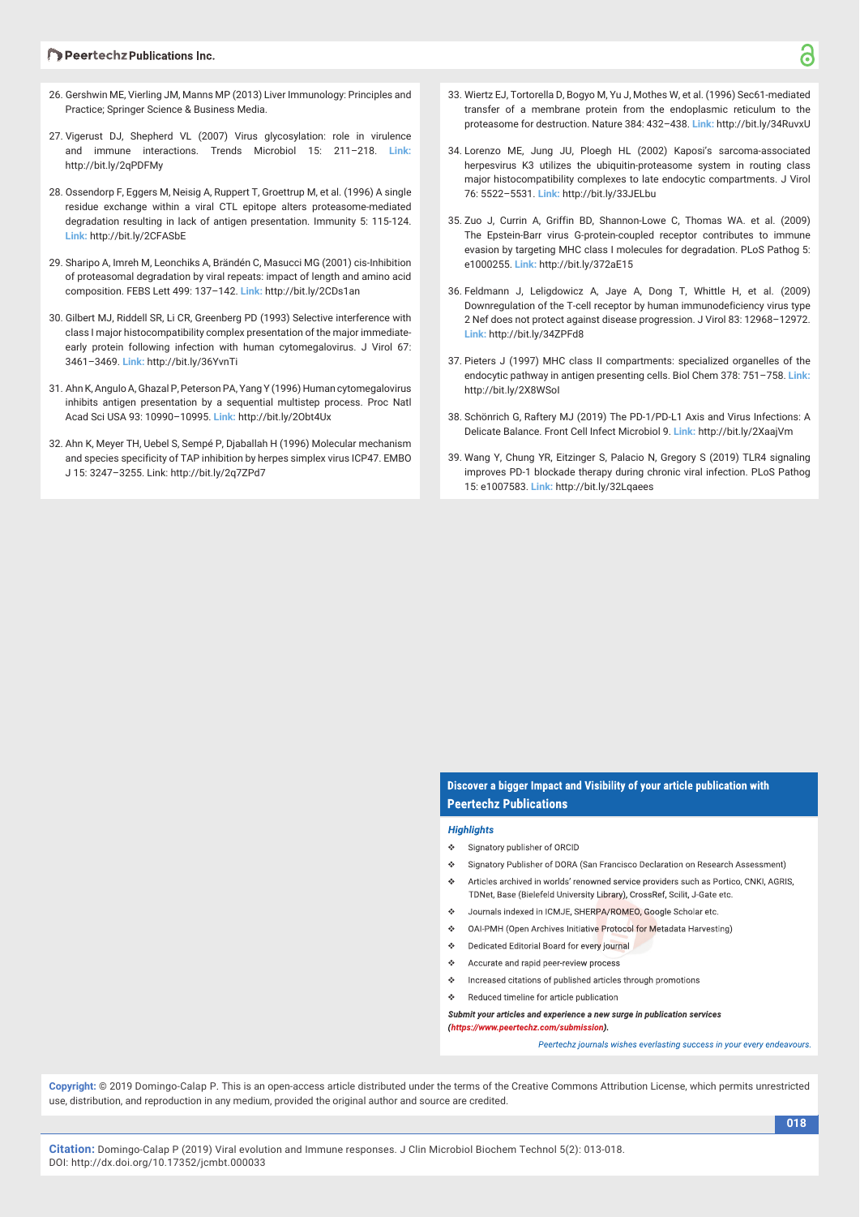26. Gershwin ME, Vierling JM, Manns MP (2013) Liver Immunology: Principles and Practice; Springer Science & Business Media.

27. Vigerust DJ, Shepherd VL (2007) Virus glycosylation: role in virulence and immune interactions. Trends Microbiol 15: 211–218. **Link:** http://bit.ly/2qPDFMy

28. Ossendorp F, Eggers M, Neisig A, Ruppert T, Groettrup M, et al. (1996) A single residue exchange within a viral CTL epitope alters proteasome-mediated degradation resulting in lack of antigen presentation. Immunity 5: 115-124. **Link:** http://bit.ly/2CFASbE

29. Sharipo A, Imreh M, Leonchiks A, Brändén C, Masucci MG (2001) cis-Inhibition of proteasomal degradation by viral repeats: impact of length and amino acid composition. FEBS Lett 499: 137–142. **Link:** http://bit.ly/2CDs1an

30. Gilbert MJ, Riddell SR, Li CR, Greenberg PD (1993) Selective interference with class I major histocompatibility complex presentation of the major immediate-early protein following infection with human cytomegalovirus. J Virol 67: 3461–3469. **Link:** http://bit.ly/36YvnTi

31. Ahn K, Angulo A, Ghazal P, Peterson PA, Yang Y (1996) Human cytomegalovirus inhibits antigen presentation by a sequential multistep process. Proc Natl Acad Sci USA 93: 10990–10995. **Link:** http://bit.ly/2Obt4Ux

32. Ahn K, Meyer TH, Uebel S, Sempé P, Djaballah H (1996) Molecular mechanism and species specificity of TAP inhibition by herpes simplex virus ICP47. EMBO J 15: 3247–3255. Link: http://bit.ly/2q7ZPd7

33. Wiertz EJ, Tortorella D, Bogyo M, Yu J, Mothes W, et al. (1996) Sec61-mediated transfer of a membrane protein from the endoplasmic reticulum to the proteasome for destruction. Nature 384: 432–438. **Link:** http://bit.ly/34RuvxU

34. Lorenzo ME, Jung JU, Ploegh HL (2002) Kaposi's sarcoma-associated herpesvirus K3 utilizes the ubiquitin-proteasome system in routing class major histocompatibility complexes to late endocytic compartments. J Virol 76: 5522–5531. **Link:** http://bit.ly/33JELbu

35. Zuo J, Currin A, Griffin BD, Shannon-Lowe C, Thomas WA. et al. (2009) The Epstein-Barr virus G-protein-coupled receptor contributes to immune evasion by targeting MHC class I molecules for degradation. PLoS Pathog 5: e1000255. **Link:** http://bit.ly/372aE15

36. Feldmann J, Leligdowicz A, Jaye A, Dong T, Whittle H, et al. (2009) Downregulation of the T-cell receptor by human immunodeficiency virus type 2 Nef does not protect against disease progression. J Virol 83: 12968–12972. **Link:** http://bit.ly/34ZPFd8

37. Pieters J (1997) MHC class II compartments: specialized organelles of the endocytic pathway in antigen presenting cells. Biol Chem 378: 751–758. **Link:** http://bit.ly/2X8WSol

38. Schönrich G, Raftery MJ (2019) The PD-1/PD-L1 Axis and Virus Infections: A Delicate Balance. Front Cell Infect Microbiol 9. **Link:** http://bit.ly/2XaajVm

39. Wang Y, Chung YR, Eitzinger S, Palacio N, Gregory S (2019) TLR4 signaling improves PD-1 blockade therapy during chronic viral infection. PLoS Pathog 15: e1007583. **Link:** http://bit.ly/32Lqaees

**Copyright:** © 2019 Domingo-Calap P. This is an open-access article distributed under the terms of the Creative Commons Attribution License, which permits unrestricted use, distribution, and reproduction in any medium, provided the original author and source are credited.